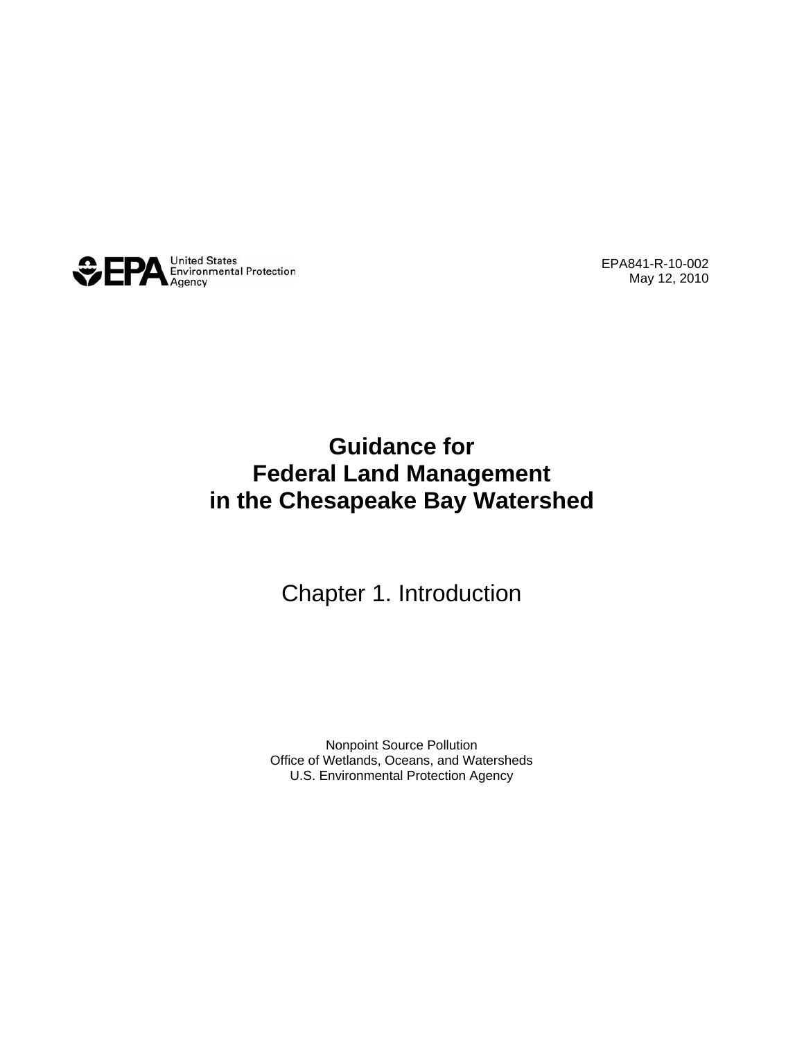United States Environmental Protection Agency

EPA841-R-10-002
May 12, 2010

# Guidance for Federal Land Management in the Chesapeake Bay Watershed

## Chapter 1. Introduction

Nonpoint Source Pollution
Office of Wetlands, Oceans, and Watersheds
U.S. Environmental Protection Agency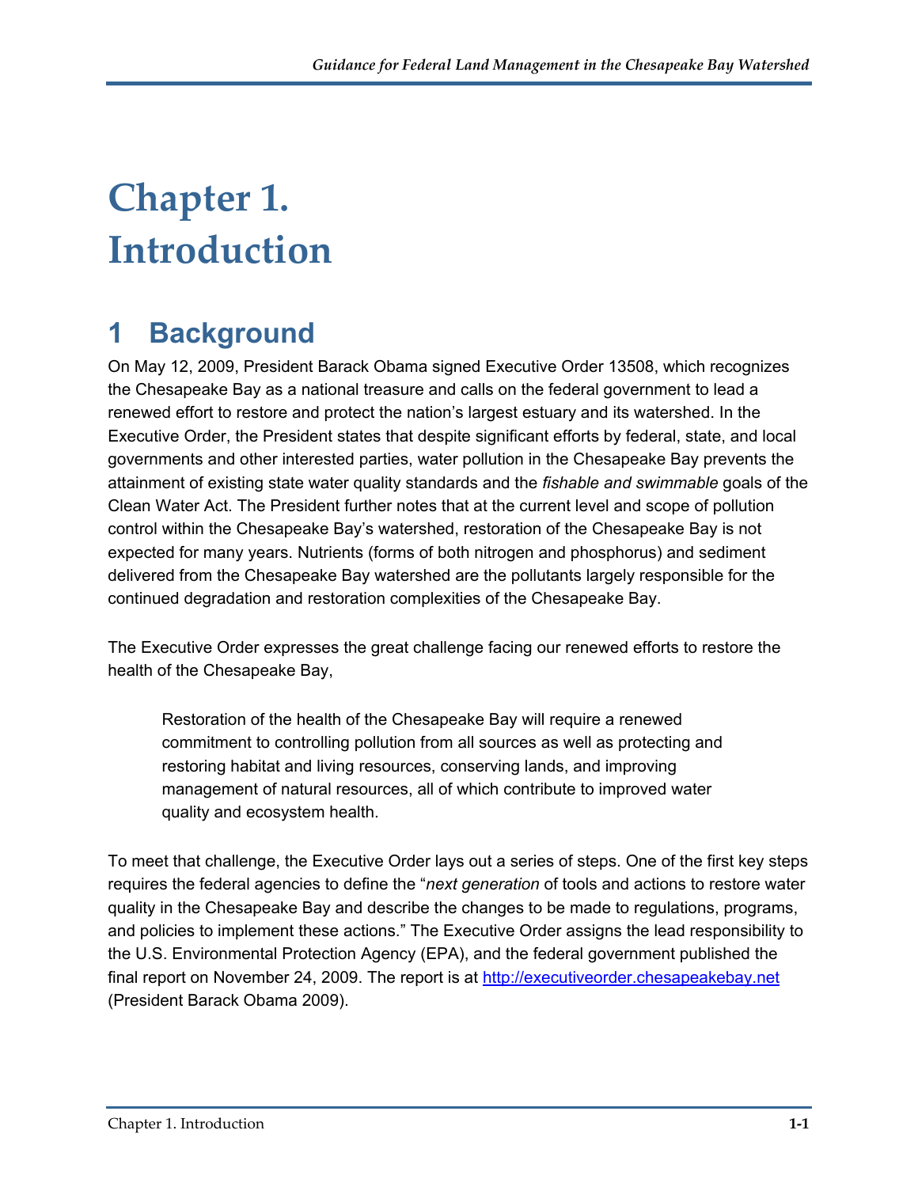# Chapter 1. Introduction

## 1 Background

On May 12, 2009, President Barack Obama signed Executive Order 13508, which recognizes the Chesapeake Bay as a national treasure and calls on the federal government to lead a renewed effort to restore and protect the nation's largest estuary and its watershed. In the Executive Order, the President states that despite significant efforts by federal, state, and local governments and other interested parties, water pollution in the Chesapeake Bay prevents the attainment of existing state water quality standards and the *fishable and swimmable* goals of the Clean Water Act. The President further notes that at the current level and scope of pollution control within the Chesapeake Bay's watershed, restoration of the Chesapeake Bay is not expected for many years. Nutrients (forms of both nitrogen and phosphorus) and sediment delivered from the Chesapeake Bay watershed are the pollutants largely responsible for the continued degradation and restoration complexities of the Chesapeake Bay.

The Executive Order expresses the great challenge facing our renewed efforts to restore the health of the Chesapeake Bay,

> Restoration of the health of the Chesapeake Bay will require a renewed commitment to controlling pollution from all sources as well as protecting and restoring habitat and living resources, conserving lands, and improving management of natural resources, all of which contribute to improved water quality and ecosystem health.

To meet that challenge, the Executive Order lays out a series of steps. One of the first key steps requires the federal agencies to define the "*next generation* of tools and actions to restore water quality in the Chesapeake Bay and describe the changes to be made to regulations, programs, and policies to implement these actions." The Executive Order assigns the lead responsibility to the U.S. Environmental Protection Agency (EPA), and the federal government published the final report on November 24, 2009. The report is at http://executiveorder.chesapeakebay.net (President Barack Obama 2009).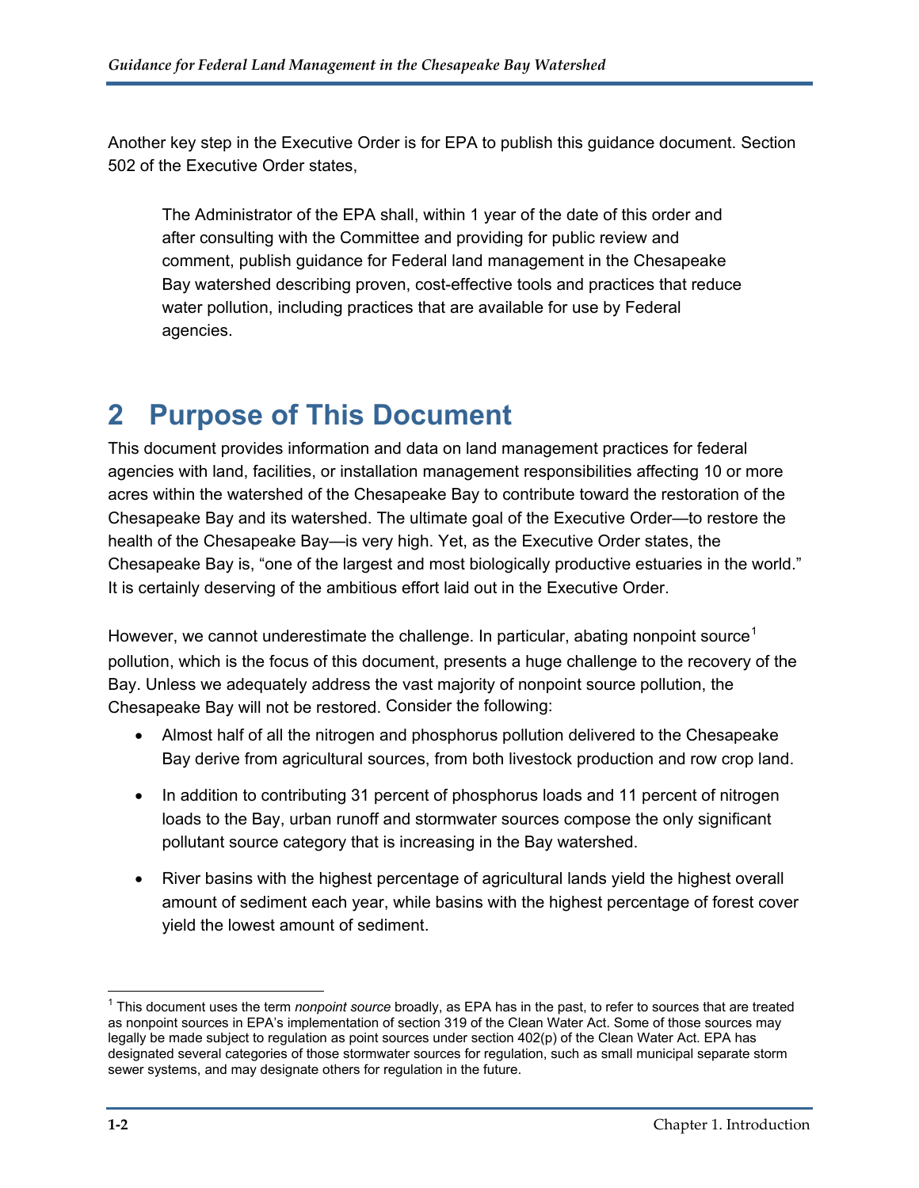Another key step in the Executive Order is for EPA to publish this guidance document. Section 502 of the Executive Order states,

> The Administrator of the EPA shall, within 1 year of the date of this order and after consulting with the Committee and providing for public review and comment, publish guidance for Federal land management in the Chesapeake Bay watershed describing proven, cost-effective tools and practices that reduce water pollution, including practices that are available for use by Federal agencies.

# 2 Purpose of This Document

This document provides information and data on land management practices for federal agencies with land, facilities, or installation management responsibilities affecting 10 or more acres within the watershed of the Chesapeake Bay to contribute toward the restoration of the Chesapeake Bay and its watershed. The ultimate goal of the Executive Order—to restore the health of the Chesapeake Bay—is very high. Yet, as the Executive Order states, the Chesapeake Bay is, "one of the largest and most biologically productive estuaries in the world." It is certainly deserving of the ambitious effort laid out in the Executive Order.

However, we cannot underestimate the challenge. In particular, abating nonpoint source[1] pollution, which is the focus of this document, presents a huge challenge to the recovery of the Bay. Unless we adequately address the vast majority of nonpoint source pollution, the Chesapeake Bay will not be restored. Consider the following:

- Almost half of all the nitrogen and phosphorus pollution delivered to the Chesapeake Bay derive from agricultural sources, from both livestock production and row crop land.
- In addition to contributing 31 percent of phosphorus loads and 11 percent of nitrogen loads to the Bay, urban runoff and stormwater sources compose the only significant pollutant source category that is increasing in the Bay watershed.
- River basins with the highest percentage of agricultural lands yield the highest overall amount of sediment each year, while basins with the highest percentage of forest cover yield the lowest amount of sediment.

---

[1] This document uses the term *nonpoint source* broadly, as EPA has in the past, to refer to sources that are treated as nonpoint sources in EPA's implementation of section 319 of the Clean Water Act. Some of those sources may legally be made subject to regulation as point sources under section 402(p) of the Clean Water Act. EPA has designated several categories of those stormwater sources for regulation, such as small municipal separate storm sewer systems, and may designate others for regulation in the future.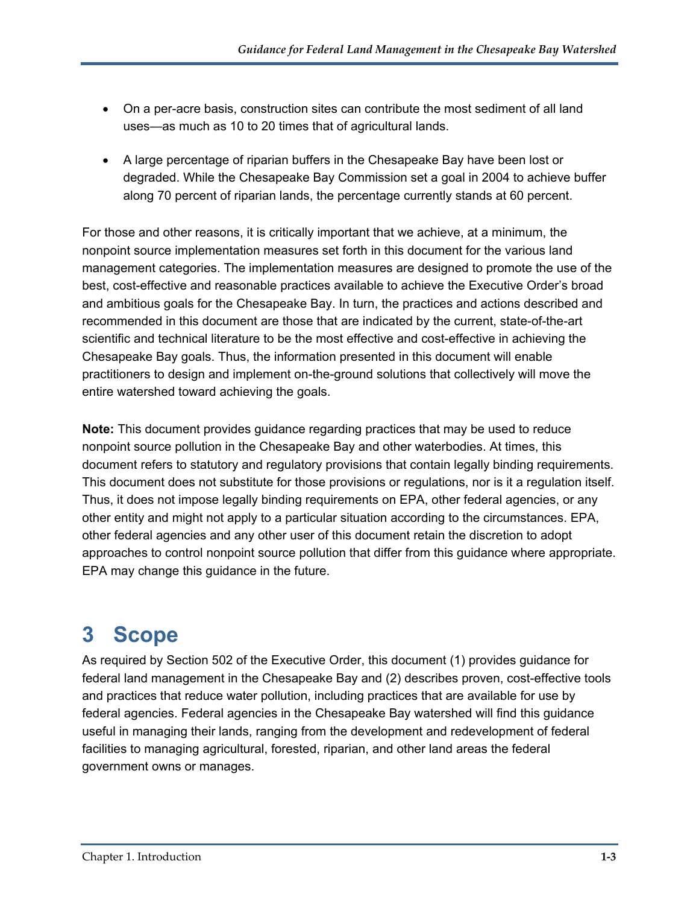- On a per-acre basis, construction sites can contribute the most sediment of all land uses—as much as 10 to 20 times that of agricultural lands.

- A large percentage of riparian buffers in the Chesapeake Bay have been lost or degraded. While the Chesapeake Bay Commission set a goal in 2004 to achieve buffer along 70 percent of riparian lands, the percentage currently stands at 60 percent.

For those and other reasons, it is critically important that we achieve, at a minimum, the nonpoint source implementation measures set forth in this document for the various land management categories. The implementation measures are designed to promote the use of the best, cost-effective and reasonable practices available to achieve the Executive Order's broad and ambitious goals for the Chesapeake Bay. In turn, the practices and actions described and recommended in this document are those that are indicated by the current, state-of-the-art scientific and technical literature to be the most effective and cost-effective in achieving the Chesapeake Bay goals. Thus, the information presented in this document will enable practitioners to design and implement on-the-ground solutions that collectively will move the entire watershed toward achieving the goals.

**Note:** This document provides guidance regarding practices that may be used to reduce nonpoint source pollution in the Chesapeake Bay and other waterbodies. At times, this document refers to statutory and regulatory provisions that contain legally binding requirements. This document does not substitute for those provisions or regulations, nor is it a regulation itself. Thus, it does not impose legally binding requirements on EPA, other federal agencies, or any other entity and might not apply to a particular situation according to the circumstances. EPA, other federal agencies and any other user of this document retain the discretion to adopt approaches to control nonpoint source pollution that differ from this guidance where appropriate. EPA may change this guidance in the future.

# 3 Scope

As required by Section 502 of the Executive Order, this document (1) provides guidance for federal land management in the Chesapeake Bay and (2) describes proven, cost-effective tools and practices that reduce water pollution, including practices that are available for use by federal agencies. Federal agencies in the Chesapeake Bay watershed will find this guidance useful in managing their lands, ranging from the development and redevelopment of federal facilities to managing agricultural, forested, riparian, and other land areas the federal government owns or manages.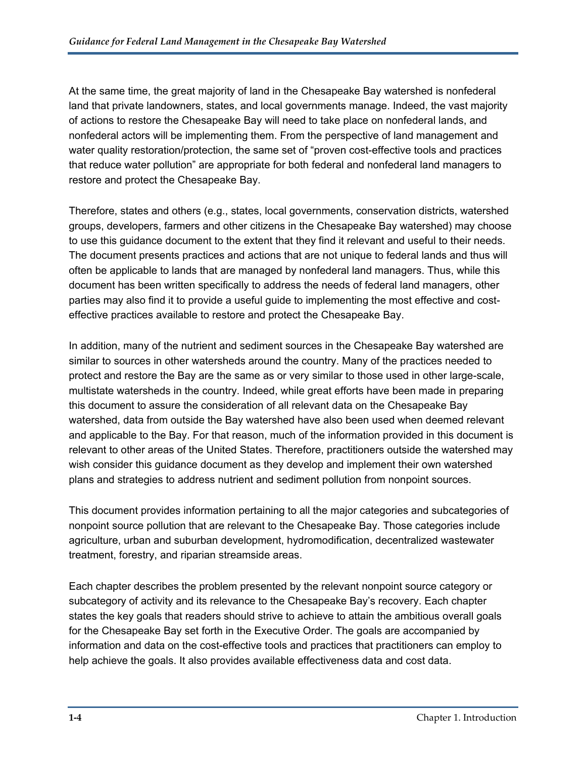At the same time, the great majority of land in the Chesapeake Bay watershed is nonfederal land that private landowners, states, and local governments manage. Indeed, the vast majority of actions to restore the Chesapeake Bay will need to take place on nonfederal lands, and nonfederal actors will be implementing them. From the perspective of land management and water quality restoration/protection, the same set of "proven cost-effective tools and practices that reduce water pollution" are appropriate for both federal and nonfederal land managers to restore and protect the Chesapeake Bay.

Therefore, states and others (e.g., states, local governments, conservation districts, watershed groups, developers, farmers and other citizens in the Chesapeake Bay watershed) may choose to use this guidance document to the extent that they find it relevant and useful to their needs. The document presents practices and actions that are not unique to federal lands and thus will often be applicable to lands that are managed by nonfederal land managers. Thus, while this document has been written specifically to address the needs of federal land managers, other parties may also find it to provide a useful guide to implementing the most effective and cost-effective practices available to restore and protect the Chesapeake Bay.

In addition, many of the nutrient and sediment sources in the Chesapeake Bay watershed are similar to sources in other watersheds around the country. Many of the practices needed to protect and restore the Bay are the same as or very similar to those used in other large-scale, multistate watersheds in the country. Indeed, while great efforts have been made in preparing this document to assure the consideration of all relevant data on the Chesapeake Bay watershed, data from outside the Bay watershed have also been used when deemed relevant and applicable to the Bay. For that reason, much of the information provided in this document is relevant to other areas of the United States. Therefore, practitioners outside the watershed may wish consider this guidance document as they develop and implement their own watershed plans and strategies to address nutrient and sediment pollution from nonpoint sources.

This document provides information pertaining to all the major categories and subcategories of nonpoint source pollution that are relevant to the Chesapeake Bay. Those categories include agriculture, urban and suburban development, hydromodification, decentralized wastewater treatment, forestry, and riparian streamside areas.

Each chapter describes the problem presented by the relevant nonpoint source category or subcategory of activity and its relevance to the Chesapeake Bay's recovery. Each chapter states the key goals that readers should strive to achieve to attain the ambitious overall goals for the Chesapeake Bay set forth in the Executive Order. The goals are accompanied by information and data on the cost-effective tools and practices that practitioners can employ to help achieve the goals. It also provides available effectiveness data and cost data.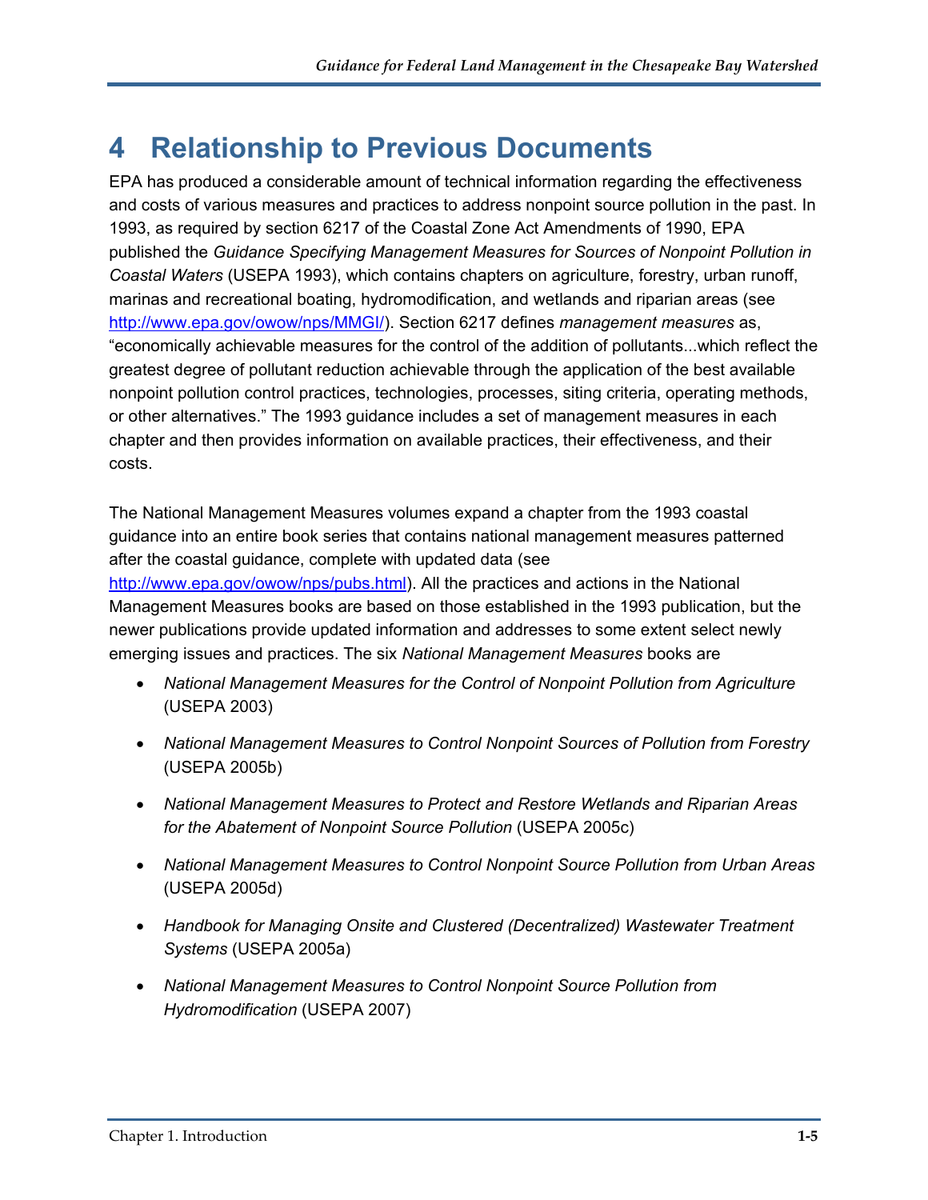# 4 Relationship to Previous Documents

EPA has produced a considerable amount of technical information regarding the effectiveness and costs of various measures and practices to address nonpoint source pollution in the past. In 1993, as required by section 6217 of the Coastal Zone Act Amendments of 1990, EPA published the *Guidance Specifying Management Measures for Sources of Nonpoint Pollution in Coastal Waters* (USEPA 1993), which contains chapters on agriculture, forestry, urban runoff, marinas and recreational boating, hydromodification, and wetlands and riparian areas (see http://www.epa.gov/owow/nps/MMGI/). Section 6217 defines *management measures* as, "economically achievable measures for the control of the addition of pollutants...which reflect the greatest degree of pollutant reduction achievable through the application of the best available nonpoint pollution control practices, technologies, processes, siting criteria, operating methods, or other alternatives." The 1993 guidance includes a set of management measures in each chapter and then provides information on available practices, their effectiveness, and their costs.

The National Management Measures volumes expand a chapter from the 1993 coastal guidance into an entire book series that contains national management measures patterned after the coastal guidance, complete with updated data (see http://www.epa.gov/owow/nps/pubs.html). All the practices and actions in the National Management Measures books are based on those established in the 1993 publication, but the newer publications provide updated information and addresses to some extent select newly emerging issues and practices. The six *National Management Measures* books are

- *National Management Measures for the Control of Nonpoint Pollution from Agriculture* (USEPA 2003)
- *National Management Measures to Control Nonpoint Sources of Pollution from Forestry* (USEPA 2005b)
- *National Management Measures to Protect and Restore Wetlands and Riparian Areas for the Abatement of Nonpoint Source Pollution* (USEPA 2005c)
- *National Management Measures to Control Nonpoint Source Pollution from Urban Areas* (USEPA 2005d)
- *Handbook for Managing Onsite and Clustered (Decentralized) Wastewater Treatment Systems* (USEPA 2005a)
- *National Management Measures to Control Nonpoint Source Pollution from Hydromodification* (USEPA 2007)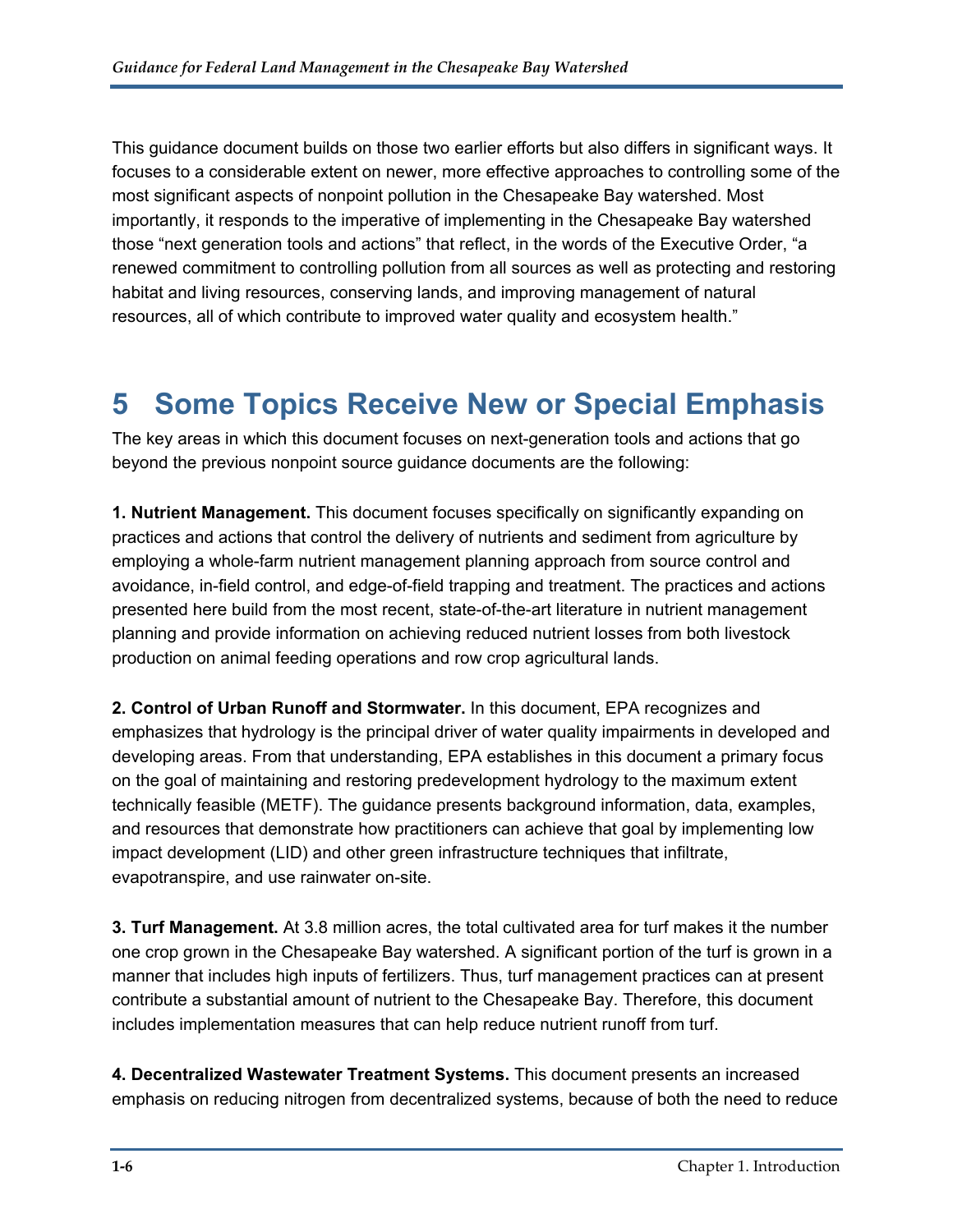This guidance document builds on those two earlier efforts but also differs in significant ways. It focuses to a considerable extent on newer, more effective approaches to controlling some of the most significant aspects of nonpoint pollution in the Chesapeake Bay watershed. Most importantly, it responds to the imperative of implementing in the Chesapeake Bay watershed those "next generation tools and actions" that reflect, in the words of the Executive Order, "a renewed commitment to controlling pollution from all sources as well as protecting and restoring habitat and living resources, conserving lands, and improving management of natural resources, all of which contribute to improved water quality and ecosystem health."

# 5 Some Topics Receive New or Special Emphasis

The key areas in which this document focuses on next-generation tools and actions that go beyond the previous nonpoint source guidance documents are the following:

**1. Nutrient Management.** This document focuses specifically on significantly expanding on practices and actions that control the delivery of nutrients and sediment from agriculture by employing a whole-farm nutrient management planning approach from source control and avoidance, in-field control, and edge-of-field trapping and treatment. The practices and actions presented here build from the most recent, state-of-the-art literature in nutrient management planning and provide information on achieving reduced nutrient losses from both livestock production on animal feeding operations and row crop agricultural lands.

**2. Control of Urban Runoff and Stormwater.** In this document, EPA recognizes and emphasizes that hydrology is the principal driver of water quality impairments in developed and developing areas. From that understanding, EPA establishes in this document a primary focus on the goal of maintaining and restoring predevelopment hydrology to the maximum extent technically feasible (METF). The guidance presents background information, data, examples, and resources that demonstrate how practitioners can achieve that goal by implementing low impact development (LID) and other green infrastructure techniques that infiltrate, evapotranspire, and use rainwater on-site.

**3. Turf Management.** At 3.8 million acres, the total cultivated area for turf makes it the number one crop grown in the Chesapeake Bay watershed. A significant portion of the turf is grown in a manner that includes high inputs of fertilizers. Thus, turf management practices can at present contribute a substantial amount of nutrient to the Chesapeake Bay. Therefore, this document includes implementation measures that can help reduce nutrient runoff from turf.

**4. Decentralized Wastewater Treatment Systems.** This document presents an increased emphasis on reducing nitrogen from decentralized systems, because of both the need to reduce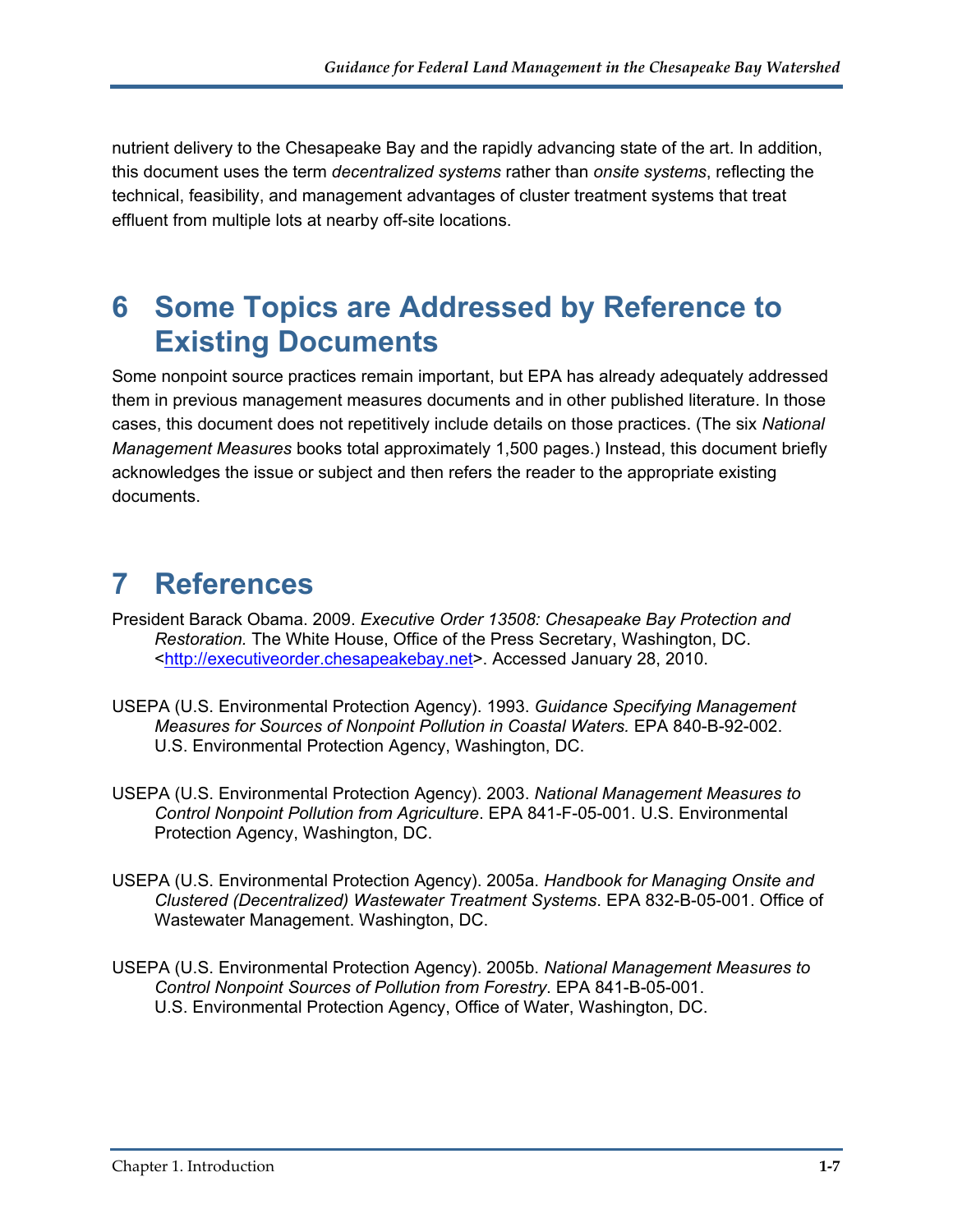nutrient delivery to the Chesapeake Bay and the rapidly advancing state of the art. In addition, this document uses the term *decentralized systems* rather than *onsite systems*, reflecting the technical, feasibility, and management advantages of cluster treatment systems that treat effluent from multiple lots at nearby off-site locations.

# 6 Some Topics are Addressed by Reference to Existing Documents

Some nonpoint source practices remain important, but EPA has already adequately addressed them in previous management measures documents and in other published literature. In those cases, this document does not repetitively include details on those practices. (The six *National Management Measures* books total approximately 1,500 pages.) Instead, this document briefly acknowledges the issue or subject and then refers the reader to the appropriate existing documents.

# 7 References

President Barack Obama. 2009. *Executive Order 13508: Chesapeake Bay Protection and Restoration.* The White House, Office of the Press Secretary, Washington, DC. <http://executiveorder.chesapeakebay.net>. Accessed January 28, 2010.

USEPA (U.S. Environmental Protection Agency). 1993. *Guidance Specifying Management Measures for Sources of Nonpoint Pollution in Coastal Waters.* EPA 840-B-92-002. U.S. Environmental Protection Agency, Washington, DC.

USEPA (U.S. Environmental Protection Agency). 2003. *National Management Measures to Control Nonpoint Pollution from Agriculture*. EPA 841-F-05-001. U.S. Environmental Protection Agency, Washington, DC.

USEPA (U.S. Environmental Protection Agency). 2005a. *Handbook for Managing Onsite and Clustered (Decentralized) Wastewater Treatment Systems*. EPA 832-B-05-001. Office of Wastewater Management. Washington, DC.

USEPA (U.S. Environmental Protection Agency). 2005b. *National Management Measures to Control Nonpoint Sources of Pollution from Forestry*. EPA 841-B-05-001. U.S. Environmental Protection Agency, Office of Water, Washington, DC.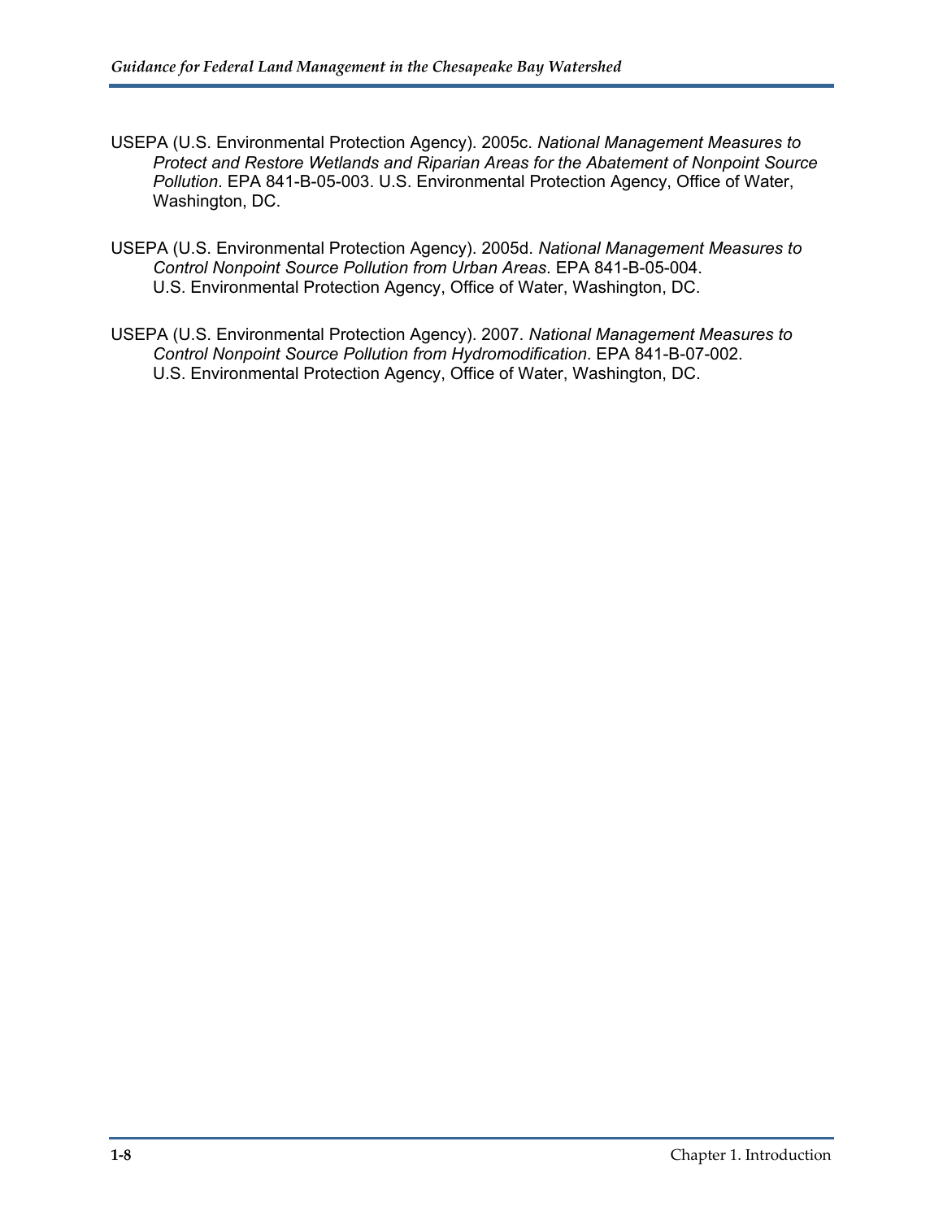USEPA (U.S. Environmental Protection Agency). 2005c. *National Management Measures to Protect and Restore Wetlands and Riparian Areas for the Abatement of Nonpoint Source Pollution*. EPA 841-B-05-003. U.S. Environmental Protection Agency, Office of Water, Washington, DC.

USEPA (U.S. Environmental Protection Agency). 2005d. *National Management Measures to Control Nonpoint Source Pollution from Urban Areas*. EPA 841-B-05-004. U.S. Environmental Protection Agency, Office of Water, Washington, DC.

USEPA (U.S. Environmental Protection Agency). 2007. *National Management Measures to Control Nonpoint Source Pollution from Hydromodification*. EPA 841-B-07-002. U.S. Environmental Protection Agency, Office of Water, Washington, DC.